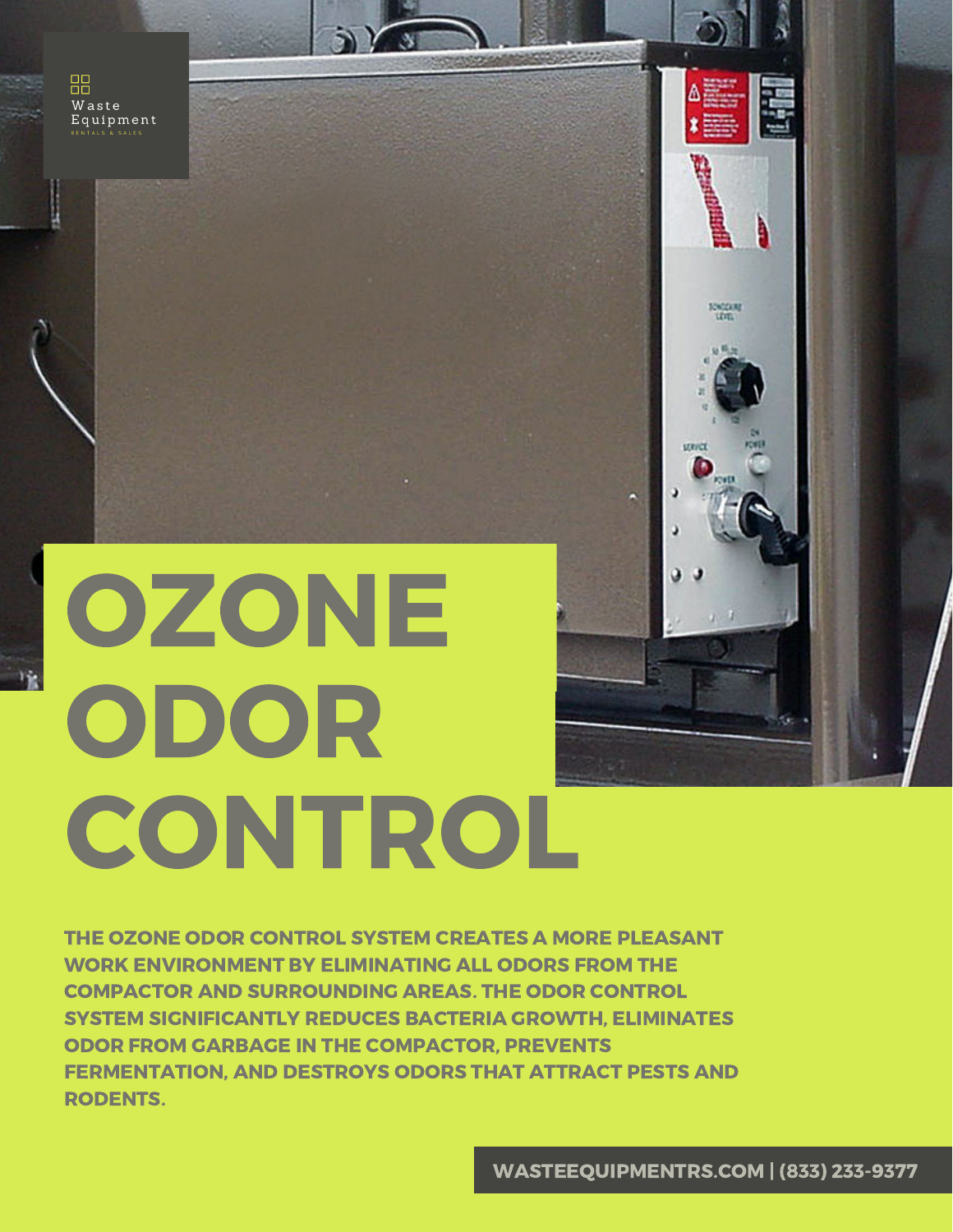Waste Equipment

RENTALS & SALES

# OZONE ODOR CONTROL

**THE OZONE ODOR CONTROL SYSTEM CREATES A MORE PLEASANT WORK ENVIRONMENT BY ELIMINATING ALL ODORS FROM THE COMPACTOR AND SURROUNDING AREAS. THE ODOR CONTROL SYSTEM SIGNIFICANTLY REDUCES BACTERIA GROWTH, ELIMINATES ODOR FROM GARBAGE IN THE COMPACTOR, PREVENTS FERMENTATION, AND DESTROYS ODORS THAT ATTRACT PESTS AND RODENTS.**

**WASTEEQUIPMENTRS.COM | (833) 233-9377**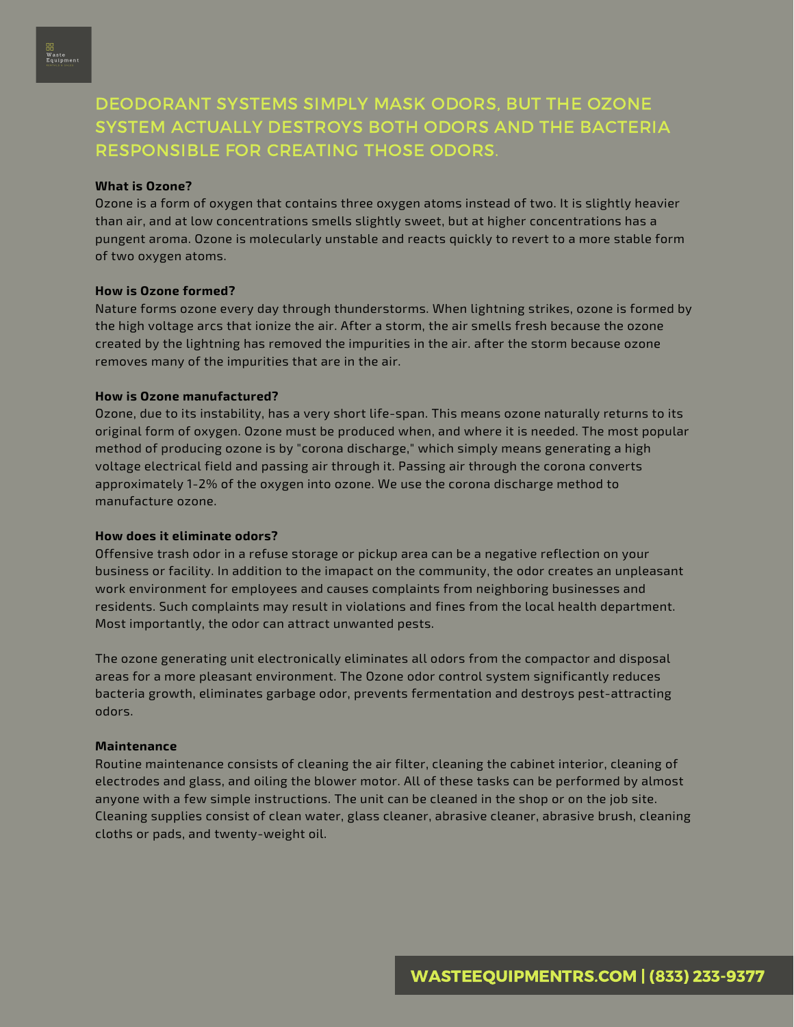## DEODORANT SYSTEMS SIMPLY MASK ODORS, BUT THE OZONE SYSTEM ACTUALLY DESTROYS BOTH ODORS AND THE BACTERIA RESPONSIBLE FOR CREATING THOSE ODORS.

**What is Ozone?**

Ozone is a form of oxygen that contains three oxygen atoms instead of two. It is slightly heavier than air, and at low concentrations smells slightly sweet, but at higher concentrations has a pungent aroma. Ozone is molecularly unstable and reacts quickly to revert to a more stable form of two oxygen atoms.

**How is Ozone formed?**

Nature forms ozone every day through thunderstorms. When lightning strikes, ozone is formed by the high voltage arcs that ionize the air. After a storm, the air smells fresh because the ozone created by the lightning has removed the impurities in the air. after the storm because ozone removes many of the impurities that are in the air.

**How is Ozone manufactured?**

Ozone, due to its instability, has a very short life-span. This means ozone naturally returns to its original form of oxygen. Ozone must be produced when, and where it is needed. The most popular method of producing ozone is by "corona discharge," which simply means generating a high voltage electrical field and passing air through it. Passing air through the corona converts approximately 1-2% of the oxygen into ozone. We use the corona discharge method to manufacture ozone.

**How does it eliminate odors?**

Offensive trash odor in a refuse storage or pickup area can be a negative reflection on your business or facility. In addition to the imapact on the community, the odor creates an unpleasant work environment for employees and causes complaints from neighboring businesses and residents. Such complaints may result in violations and fines from the local health department. Most importantly, the odor can attract unwanted pests.

The ozone generating unit electronically eliminates all odors from the compactor and disposal areas for a more pleasant environment. The Ozone odor control system significantly reduces bacteria growth, eliminates garbage odor, prevents fermentation and destroys pest-attracting odors.

**Maintenance**

Routine maintenance consists of cleaning the air filter, cleaning the cabinet interior, cleaning of electrodes and glass, and oiling the blower motor. All of these tasks can be performed by almost anyone with a few simple instructions. The unit can be cleaned in the shop or on the job site. Cleaning supplies consist of clean water, glass cleaner, abrasive cleaner, abrasive brush, cleaning cloths or pads, and twenty-weight oil.

**WASTEEQUIPMENTRS.COM | (833) 233-9377**